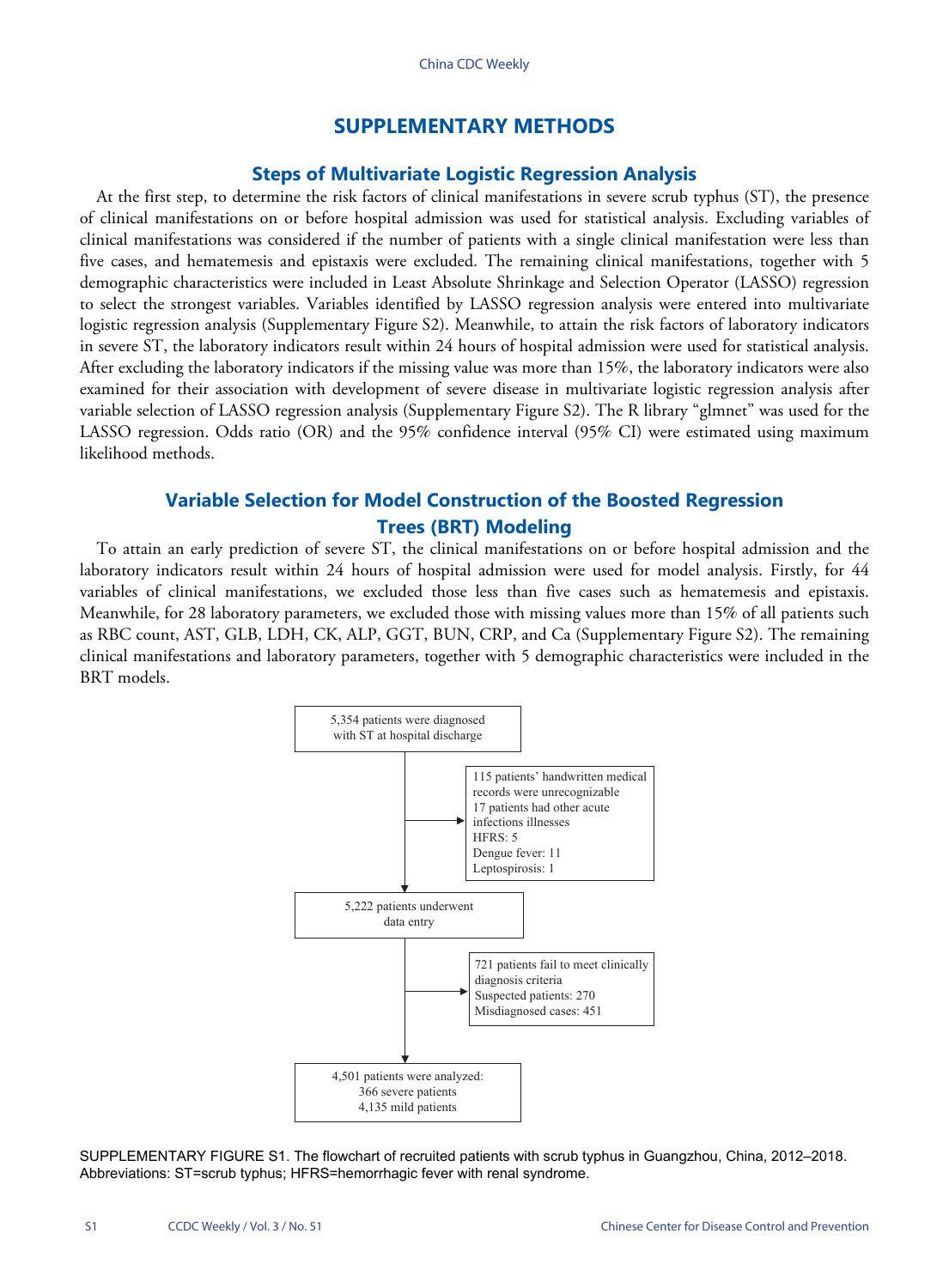# SUPPLEMENTARY METHODS

## Steps of Multivariate Logistic Regression Analysis

At the first step, to determine the risk factors of clinical manifestations in severe scrub typhus (ST), the presence of clinical manifestations on or before hospital admission was used for statistical analysis. Excluding variables of clinical manifestations was considered if the number of patients with a single clinical manifestation were less than five cases, and hematemesis and epistaxis were excluded. The remaining clinical manifestations, together with 5 demographic characteristics were included in Least Absolute Shrinkage and Selection Operator (LASSO) regression to select the strongest variables. Variables identified by LASSO regression analysis were entered into multivariate logistic regression analysis (Supplementary Figure S2). Meanwhile, to attain the risk factors of laboratory indicators in severe ST, the laboratory indicators result within 24 hours of hospital admission were used for statistical analysis. After excluding the laboratory indicators if the missing value was more than 15%, the laboratory indicators were also examined for their association with development of severe disease in multivariate logistic regression analysis after variable selection of LASSO regression analysis (Supplementary Figure S2). The R library "glmnet" was used for the LASSO regression. Odds ratio (OR) and the 95% confidence interval (95% CI) were estimated using maximum likelihood methods.

## Variable Selection for Model Construction of the Boosted Regression Trees (BRT) Modeling

To attain an early prediction of severe ST, the clinical manifestations on or before hospital admission and the laboratory indicators result within 24 hours of hospital admission were used for model analysis. Firstly, for 44 variables of clinical manifestations, we excluded those less than five cases such as hematemesis and epistaxis. Meanwhile, for 28 laboratory parameters, we excluded those with missing values more than 15% of all patients such as RBC count, AST, GLB, LDH, CK, ALP, GGT, BUN, CRP, and Ca (Supplementary Figure S2). The remaining clinical manifestations and laboratory parameters, together with 5 demographic characteristics were included in the BRT models.

5,354 patients were diagnosed with ST at hospital discharge

→ Excluded: 115 patients' handwritten medical records were unrecognizable; 17 patients had other acute infections illnesses (HFRS: 5; Dengue fever: 11; Leptospirosis: 1)

5,222 patients underwent data entry

→ Excluded: 721 patients fail to meet clinically diagnosis criteria (Suspected patients: 270; Misdiagnosed cases: 451)

4,501 patients were analyzed: 366 severe patients; 4,135 mild patients

SUPPLEMENTARY FIGURE S1. The flowchart of recruited patients with scrub typhus in Guangzhou, China, 2012–2018.
Abbreviations: ST=scrub typhus; HFRS=hemorrhagic fever with renal syndrome.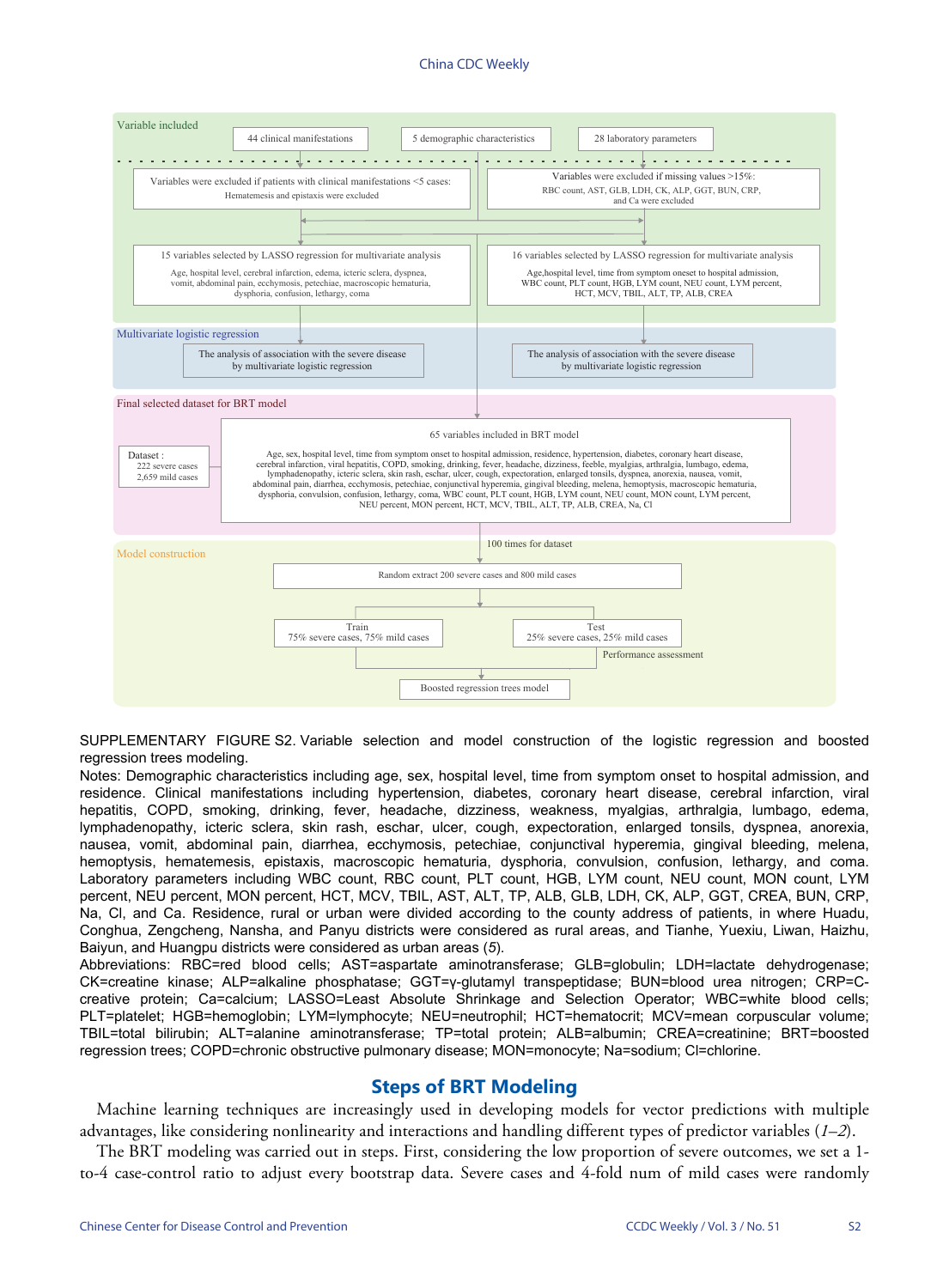Variable included

44 clinical manifestations | 5 demographic characteristics | 28 laboratory parameters

Variables were excluded if patients with clinical manifestations <5 cases: Hematemesis and epistaxis were excluded

Variables were excluded if missing values >15%: RBC count, AST, GLB, LDH, CK, ALP, GGT, BUN, CRP, and Ca were excluded

15 variables selected by LASSO regression for multivariate analysis: Age, hospital level, cerebral infarction, edema, icteric sclera, dyspnea, vomit, abdominal pain, ecchymosis, petechiae, macroscopic hematuria, dysphoria, confusion, lethargy, coma

16 variables selected by LASSO regression for multivariate analysis: Age,hospital level, time from symptom oneset to hospital admission, WBC count, PLT count, HGB, LYM count, NEU count, LYM percent, HCT, MCV, TBIL, ALT, TP, ALB, CREA

Multivariate logistic regression

The analysis of association with the severe disease by multivariate logistic regression

The analysis of association with the severe disease by multivariate logistic regression

Final selected dataset for BRT model

Dataset : 222 severe cases, 2,659 mild cases

65 variables included in BRT model: Age, sex, hospital level, time from symptom onset to hospital admission, residence, hypertension, diabetes, coronary heart disease, cerebral infarction, viral hepatitis, COPD, smoking, drinking, fever, headache, dizziness, feeble, myalgias, arthralgia, lumbago, edema, lymphadenopathy, icteric sclera, skin rash, eschar, ulcer, cough, expectoration, enlarged tonsils, dyspnea, anorexia, nausea, vomit, abdominal pain, diarrhea, ecchymosis, petechiae, conjunctival hyperemia, gingival bleeding, melena, hemoptysis, macroscopic hematuria, dysphoria, convulsion, confusion, lethargy, coma, WBC count, PLT count, HGB, LYM count, NEU count, MON count, LYM percent, NEU percent, MON percent, HCT, MCV, TBIL, ALT, TP, ALB, CREA, Na, Cl

Model construction

100 times for dataset

Random extract 200 severe cases and 800 mild cases

Train: 75% severe cases, 75% mild cases | Test: 25% severe cases, 25% mild cases

Performance assessment

Boosted regression trees model

SUPPLEMENTARY FIGURE S2. Variable selection and model construction of the logistic regression and boosted regression trees modeling.

Notes: Demographic characteristics including age, sex, hospital level, time from symptom onset to hospital admission, and residence. Clinical manifestations including hypertension, diabetes, coronary heart disease, cerebral infarction, viral hepatitis, COPD, smoking, drinking, fever, headache, dizziness, weakness, myalgias, arthralgia, lumbago, edema, lymphadenopathy, icteric sclera, skin rash, eschar, ulcer, cough, expectoration, enlarged tonsils, dyspnea, anorexia, nausea, vomit, abdominal pain, diarrhea, ecchymosis, petechiae, conjunctival hyperemia, gingival bleeding, melena, hemoptysis, hematemesis, epistaxis, macroscopic hematuria, dysphoria, convulsion, confusion, lethargy, and coma. Laboratory parameters including WBC count, RBC count, PLT count, HGB, LYM count, NEU count, MON count, LYM percent, NEU percent, MON percent, HCT, MCV, TBIL, AST, ALT, TP, ALB, GLB, LDH, CK, ALP, GGT, BUN, CRP, Na, Cl, and Ca. Residence, rural or urban were divided according to the county address of patients, in where Huadu, Conghua, Zengcheng, Nansha, and Panyu districts were considered as rural areas, and Tianhe, Yuexiu, Liwan, Haizhu, Baiyun, and Huangpu districts were considered as urban areas (*5*).

Abbreviations: RBC=red blood cells; AST=aspartate aminotransferase; GLB=globulin; LDH=lactate dehydrogenase; CK=creatine kinase; ALP=alkaline phosphatase; GGT=γ-glutamyl transpeptidase; BUN=blood urea nitrogen; CRP=C-creative protein; Ca=calcium; LASSO=Least Absolute Shrinkage and Selection Operator; WBC=white blood cells; PLT=platelet; HGB=hemoglobin; LYM=lymphocyte; NEU=neutrophil; HCT=hematocrit; MCV=mean corpuscular volume; TBIL=total bilirubin; ALT=alanine aminotransferase; TP=total protein; ALB=albumin; CREA=creatinine; BRT=boosted regression trees; COPD=chronic obstructive pulmonary disease; MON=monocyte; Na=sodium; Cl=chlorine.

## Steps of BRT Modeling

Machine learning techniques are increasingly used in developing models for vector predictions with multiple advantages, like considering nonlinearity and interactions and handling different types of predictor variables (*1–2*).

The BRT modeling was carried out in steps. First, considering the low proportion of severe outcomes, we set a 1-to-4 case-control ratio to adjust every bootstrap data. Severe cases and 4-fold num of mild cases were randomly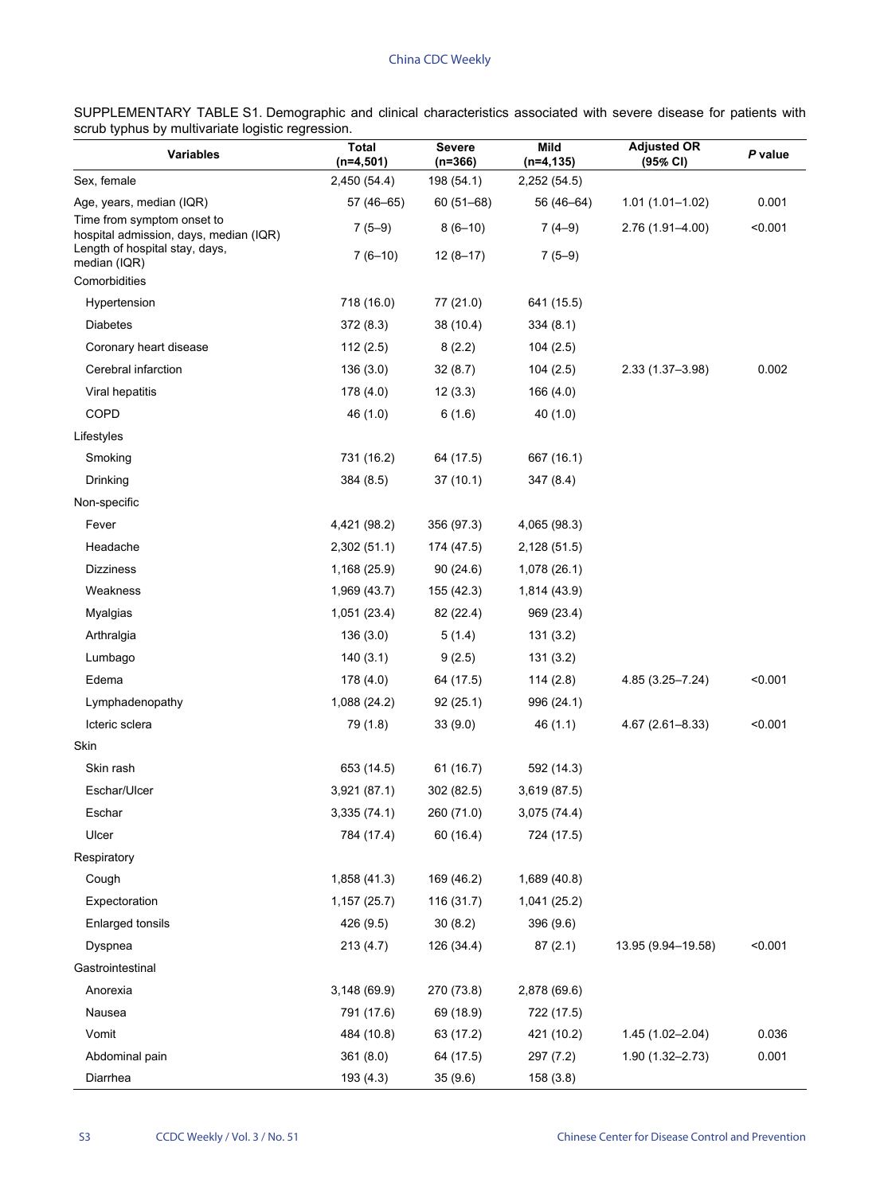SUPPLEMENTARY TABLE S1. Demographic and clinical characteristics associated with severe disease for patients with scrub typhus by multivariate logistic regression.

| Variables | Total (n=4,501) | Severe (n=366) | Mild (n=4,135) | Adjusted OR (95% CI) | *P* value |
|---|---|---|---|---|---|
| Sex, female | 2,450 (54.4) | 198 (54.1) | 2,252 (54.5) | | |
| Age, years, median (IQR) | 57 (46–65) | 60 (51–68) | 56 (46–64) | 1.01 (1.01–1.02) | 0.001 |
| Time from symptom onset to hospital admission, days, median (IQR) | 7 (5–9) | 8 (6–10) | 7 (4–9) | 2.76 (1.91–4.00) | <0.001 |
| Length of hospital stay, days, median (IQR) | 7 (6–10) | 12 (8–17) | 7 (5–9) | | |
| Comorbidities | | | | | |
| Hypertension | 718 (16.0) | 77 (21.0) | 641 (15.5) | | |
| Diabetes | 372 (8.3) | 38 (10.4) | 334 (8.1) | | |
| Coronary heart disease | 112 (2.5) | 8 (2.2) | 104 (2.5) | | |
| Cerebral infarction | 136 (3.0) | 32 (8.7) | 104 (2.5) | 2.33 (1.37–3.98) | 0.002 |
| Viral hepatitis | 178 (4.0) | 12 (3.3) | 166 (4.0) | | |
| COPD | 46 (1.0) | 6 (1.6) | 40 (1.0) | | |
| Lifestyles | | | | | |
| Smoking | 731 (16.2) | 64 (17.5) | 667 (16.1) | | |
| Drinking | 384 (8.5) | 37 (10.1) | 347 (8.4) | | |
| Non-specific | | | | | |
| Fever | 4,421 (98.2) | 356 (97.3) | 4,065 (98.3) | | |
| Headache | 2,302 (51.1) | 174 (47.5) | 2,128 (51.5) | | |
| Dizziness | 1,168 (25.9) | 90 (24.6) | 1,078 (26.1) | | |
| Weakness | 1,969 (43.7) | 155 (42.3) | 1,814 (43.9) | | |
| Myalgias | 1,051 (23.4) | 82 (22.4) | 969 (23.4) | | |
| Arthralgia | 136 (3.0) | 5 (1.4) | 131 (3.2) | | |
| Lumbago | 140 (3.1) | 9 (2.5) | 131 (3.2) | | |
| Edema | 178 (4.0) | 64 (17.5) | 114 (2.8) | 4.85 (3.25–7.24) | <0.001 |
| Lymphadenopathy | 1,088 (24.2) | 92 (25.1) | 996 (24.1) | | |
| Icteric sclera | 79 (1.8) | 33 (9.0) | 46 (1.1) | 4.67 (2.61–8.33) | <0.001 |
| Skin | | | | | |
| Skin rash | 653 (14.5) | 61 (16.7) | 592 (14.3) | | |
| Eschar/Ulcer | 3,921 (87.1) | 302 (82.5) | 3,619 (87.5) | | |
| Eschar | 3,335 (74.1) | 260 (71.0) | 3,075 (74.4) | | |
| Ulcer | 784 (17.4) | 60 (16.4) | 724 (17.5) | | |
| Respiratory | | | | | |
| Cough | 1,858 (41.3) | 169 (46.2) | 1,689 (40.8) | | |
| Expectoration | 1,157 (25.7) | 116 (31.7) | 1,041 (25.2) | | |
| Enlarged tonsils | 426 (9.5) | 30 (8.2) | 396 (9.6) | | |
| Dyspnea | 213 (4.7) | 126 (34.4) | 87 (2.1) | 13.95 (9.94–19.58) | <0.001 |
| Gastrointestinal | | | | | |
| Anorexia | 3,148 (69.9) | 270 (73.8) | 2,878 (69.6) | | |
| Nausea | 791 (17.6) | 69 (18.9) | 722 (17.5) | | |
| Vomit | 484 (10.8) | 63 (17.2) | 421 (10.2) | 1.45 (1.02–2.04) | 0.036 |
| Abdominal pain | 361 (8.0) | 64 (17.5) | 297 (7.2) | 1.90 (1.32–2.73) | 0.001 |
| Diarrhea | 193 (4.3) | 35 (9.6) | 158 (3.8) | | |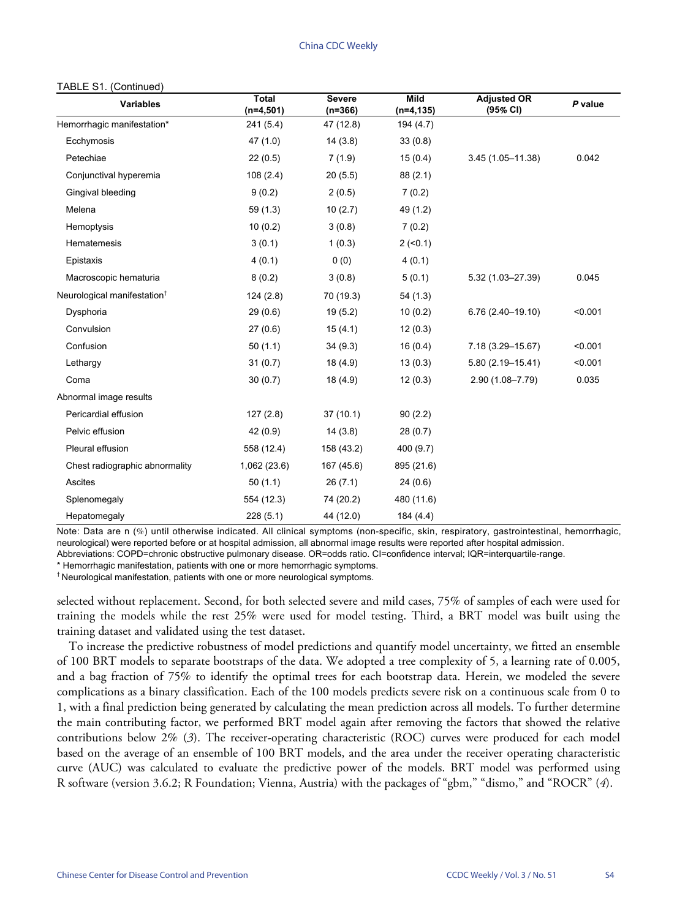TABLE S1. (Continued)

| Variables | Total (n=4,501) | Severe (n=366) | Mild (n=4,135) | Adjusted OR (95% CI) | *P* value |
|---|---|---|---|---|---|
| Hemorrhagic manifestation* | 241 (5.4) | 47 (12.8) | 194 (4.7) | | |
| Ecchymosis | 47 (1.0) | 14 (3.8) | 33 (0.8) | | |
| Petechiae | 22 (0.5) | 7 (1.9) | 15 (0.4) | 3.45 (1.05–11.38) | 0.042 |
| Conjunctival hyperemia | 108 (2.4) | 20 (5.5) | 88 (2.1) | | |
| Gingival bleeding | 9 (0.2) | 2 (0.5) | 7 (0.2) | | |
| Melena | 59 (1.3) | 10 (2.7) | 49 (1.2) | | |
| Hemoptysis | 10 (0.2) | 3 (0.8) | 7 (0.2) | | |
| Hematemesis | 3 (0.1) | 1 (0.3) | 2 (<0.1) | | |
| Epistaxis | 4 (0.1) | 0 (0) | 4 (0.1) | | |
| Macroscopic hematuria | 8 (0.2) | 3 (0.8) | 5 (0.1) | 5.32 (1.03–27.39) | 0.045 |
| Neurological manifestation† | 124 (2.8) | 70 (19.3) | 54 (1.3) | | |
| Dysphoria | 29 (0.6) | 19 (5.2) | 10 (0.2) | 6.76 (2.40–19.10) | <0.001 |
| Convulsion | 27 (0.6) | 15 (4.1) | 12 (0.3) | | |
| Confusion | 50 (1.1) | 34 (9.3) | 16 (0.4) | 7.18 (3.29–15.67) | <0.001 |
| Lethargy | 31 (0.7) | 18 (4.9) | 13 (0.3) | 5.80 (2.19–15.41) | <0.001 |
| Coma | 30 (0.7) | 18 (4.9) | 12 (0.3) | 2.90 (1.08–7.79) | 0.035 |
| Abnormal image results | | | | | |
| Pericardial effusion | 127 (2.8) | 37 (10.1) | 90 (2.2) | | |
| Pelvic effusion | 42 (0.9) | 14 (3.8) | 28 (0.7) | | |
| Pleural effusion | 558 (12.4) | 158 (43.2) | 400 (9.7) | | |
| Chest radiographic abnormality | 1,062 (23.6) | 167 (45.6) | 895 (21.6) | | |
| Ascites | 50 (1.1) | 26 (7.1) | 24 (0.6) | | |
| Splenomegaly | 554 (12.3) | 74 (20.2) | 480 (11.6) | | |
| Hepatomegaly | 228 (5.1) | 44 (12.0) | 184 (4.4) | | |

Note: Data are n (%) until otherwise indicated. All clinical symptoms (non-specific, skin, respiratory, gastrointestinal, hemorrhagic, neurological) were reported before or at hospital admission, all abnormal image results were reported after hospital admission.
Abbreviations: COPD=chronic obstructive pulmonary disease. OR=odds ratio. CI=confidence interval; IQR=interquartile-range.
* Hemorrhagic manifestation, patients with one or more hemorrhagic symptoms.
† Neurological manifestation, patients with one or more neurological symptoms.

selected without replacement. Second, for both selected severe and mild cases, 75% of samples of each were used for training the models while the rest 25% were used for model testing. Third, a BRT model was built using the training dataset and validated using the test dataset.

To increase the predictive robustness of model predictions and quantify model uncertainty, we fitted an ensemble of 100 BRT models to separate bootstraps of the data. We adopted a tree complexity of 5, a learning rate of 0.005, and a bag fraction of 75% to identify the optimal trees for each bootstrap data. Herein, we modeled the severe complications as a binary classification. Each of the 100 models predicts severe risk on a continuous scale from 0 to 1, with a final prediction being generated by calculating the mean prediction across all models. To further determine the main contributing factor, we performed BRT model again after removing the factors that showed the relative contributions below 2% (*3*). The receiver-operating characteristic (ROC) curves were produced for each model based on the average of an ensemble of 100 BRT models, and the area under the receiver operating characteristic curve (AUC) was calculated to evaluate the predictive power of the models. BRT model was performed using R software (version 3.6.2; R Foundation; Vienna, Austria) with the packages of "gbm," "dismo," and "ROCR" (*4*).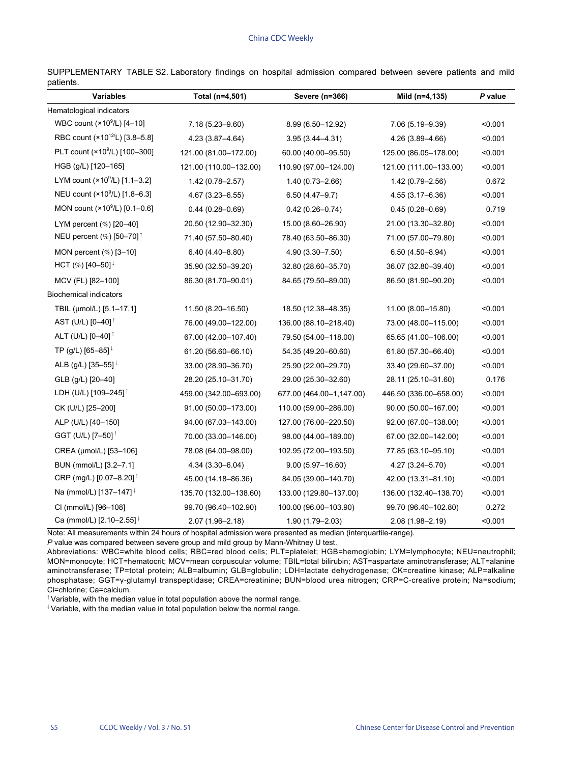SUPPLEMENTARY TABLE S2. Laboratory findings on hospital admission compared between severe patients and mild patients.

| Variables | Total (n=4,501) | Severe (n=366) | Mild (n=4,135) | *P* value |
|---|---|---|---|---|
| Hematological indicators | | | | |
| WBC count ($\times 10^9$/L) [4–10] | 7.18 (5.23–9.60) | 8.99 (6.50–12.92) | 7.06 (5.19–9.39) | <0.001 |
| RBC count ($\times 10^{12}$/L) [3.8–5.8] | 4.23 (3.87–4.64) | 3.95 (3.44–4.31) | 4.26 (3.89–4.66) | <0.001 |
| PLT count ($\times 10^9$/L) [100–300] | 121.00 (81.00–172.00) | 60.00 (40.00–95.50) | 125.00 (86.05–178.00) | <0.001 |
| HGB (g/L) [120–165] | 121.00 (110.00–132.00) | 110.90 (97.00–124.00) | 121.00 (111.00–133.00) | <0.001 |
| LYM count ($\times 10^9$/L) [1.1–3.2] | 1.42 (0.78–2.57) | 1.40 (0.73–2.66) | 1.42 (0.79–2.56) | 0.672 |
| NEU count ($\times 10^9$/L) [1.8–6.3] | 4.67 (3.23–6.55) | 6.50 (4.47–9.7) | 4.55 (3.17–6.36) | <0.001 |
| MON count ($\times 10^9$/L) [0.1–0.6] | 0.44 (0.28–0.69) | 0.42 (0.26–0.74) | 0.45 (0.28–0.69) | 0.719 |
| LYM percent (%) [20–40] | 20.50 (12.90–32.30) | 15.00 (8.60–26.90) | 21.00 (13.30–32.80) | <0.001 |
| NEU percent (%) [50–70]↑ | 71.40 (57.50–80.40) | 78.40 (63.50–86.30) | 71.00 (57.00–79.80) | <0.001 |
| MON percent (%) [3–10] | 6.40 (4.40–8.80) | 4.90 (3.30–7.50) | 6.50 (4.50–8.94) | <0.001 |
| HCT (%) [40–50]↓ | 35.90 (32.50–39.20) | 32.80 (28.60–35.70) | 36.07 (32.80–39.40) | <0.001 |
| MCV (FL) [82–100] | 86.30 (81.70–90.01) | 84.65 (79.50–89.00) | 86.50 (81.90–90.20) | <0.001 |
| Biochemical indicators | | | | |
| TBIL (μmol/L) [5.1–17.1] | 11.50 (8.20–16.50) | 18.50 (12.38–48.35) | 11.00 (8.00–15.80) | <0.001 |
| AST (U/L) [0–40]↑ | 76.00 (49.00–122.00) | 136.00 (88.10–218.40) | 73.00 (48.00–115.00) | <0.001 |
| ALT (U/L) [0–40]↑ | 67.00 (42.00–107.40) | 79.50 (54.00–118.00) | 65.65 (41.00–106.00) | <0.001 |
| TP (g/L) [65–85]↓ | 61.20 (56.60–66.10) | 54.35 (49.20–60.60) | 61.80 (57.30–66.40) | <0.001 |
| ALB (g/L) [35–55]↓ | 33.00 (28.90–36.70) | 25.90 (22.00–29.70) | 33.40 (29.60–37.00) | <0.001 |
| GLB (g/L) [20–40] | 28.20 (25.10–31.70) | 29.00 (25.30–32.60) | 28.11 (25.10–31.60) | 0.176 |
| LDH (U/L) [109–245]↑ | 459.00 (342.00–693.00) | 677.00 (464.00–1,147.00) | 446.50 (336.00–658.00) | <0.001 |
| CK (U/L) [25–200] | 91.00 (50.00–173.00) | 110.00 (59.00–286.00) | 90.00 (50.00–167.00) | <0.001 |
| ALP (U/L) [40–150] | 94.00 (67.03–143.00) | 127.00 (76.00–220.50) | 92.00 (67.00–138.00) | <0.001 |
| GGT (U/L) [7–50]↑ | 70.00 (33.00–146.00) | 98.00 (44.00–189.00) | 67.00 (32.00–142.00) | <0.001 |
| CREA (μmol/L) [53–106] | 78.08 (64.00–98.00) | 102.95 (72.00–193.50) | 77.85 (63.10–95.10) | <0.001 |
| BUN (mmol/L) [3.2–7.1] | 4.34 (3.30–6.04) | 9.00 (5.97–16.60) | 4.27 (3.24–5.70) | <0.001 |
| CRP (mg/L) [0.07–8.20]↑ | 45.00 (14.18–86.36) | 84.05 (39.00–140.70) | 42.00 (13.31–81.10) | <0.001 |
| Na (mmol/L) [137–147]↓ | 135.70 (132.00–138.60) | 133.00 (129.80–137.00) | 136.00 (132.40–138.70) | <0.001 |
| Cl (mmol/L) [96–108] | 99.70 (96.40–102.90) | 100.00 (96.00–103.90) | 99.70 (96.40–102.80) | 0.272 |
| Ca (mmol/L) [2.10–2.55]↓ | 2.07 (1.96–2.18) | 1.90 (1.79–2.03) | 2.08 (1.98–2.19) | <0.001 |

Note: All measurements within 24 hours of hospital admission were presented as median (interquartile-range).

*P* value was compared between severe group and mild group by Mann-Whitney U test.

Abbreviations: WBC=white blood cells; RBC=red blood cells; PLT=platelet; HGB=hemoglobin; LYM=lymphocyte; NEU=neutrophil; MON=monocyte; HCT=hematocrit; MCV=mean corpuscular volume; TBIL=total bilirubin; AST=aspartate aminotransferase; ALT=alanine aminotransferase; TP=total protein; ALB=albumin; GLB=globulin; LDH=lactate dehydrogenase; CK=creatine kinase; ALP=alkaline phosphatase; GGT=γ-glutamyl transpeptidase; CREA=creatinine; BUN=blood urea nitrogen; CRP=C-creative protein; Na=sodium; Cl=chlorine; Ca=calcium.

↑ Variable, with the median value in total population above the normal range.

↓ Variable, with the median value in total population below the normal range.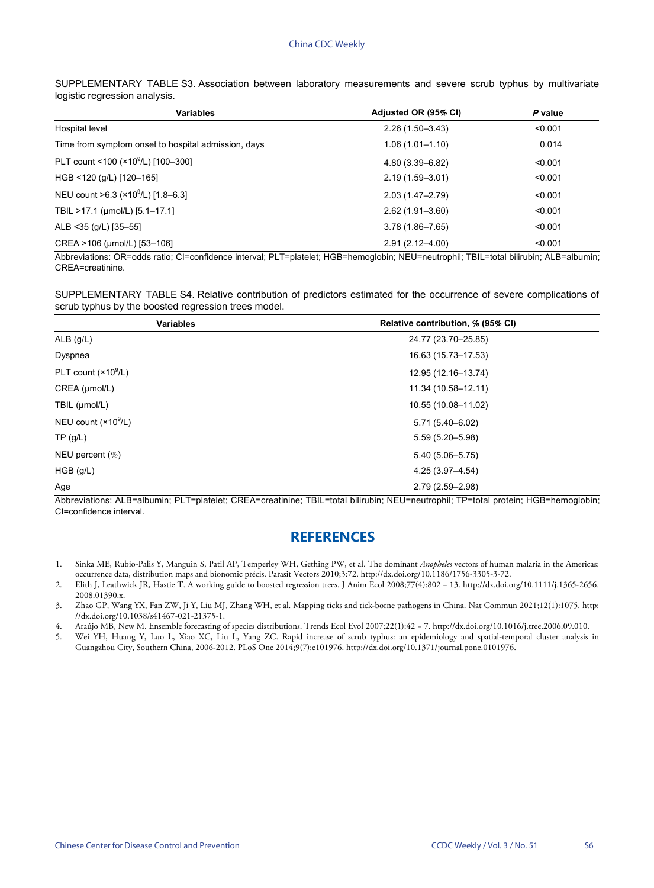SUPPLEMENTARY TABLE S3. Association between laboratory measurements and severe scrub typhus by multivariate logistic regression analysis.

| Variables | Adjusted OR (95% CI) | *P* value |
|---|---|---|
| Hospital level | 2.26 (1.50–3.43) | <0.001 |
| Time from symptom onset to hospital admission, days | 1.06 (1.01–1.10) | 0.014 |
| PLT count <100 ($\times 10^9$/L) [100–300] | 4.80 (3.39–6.82) | <0.001 |
| HGB <120 (g/L) [120–165] | 2.19 (1.59–3.01) | <0.001 |
| NEU count >6.3 ($\times 10^9$/L) [1.8–6.3] | 2.03 (1.47–2.79) | <0.001 |
| TBIL >17.1 (μmol/L) [5.1–17.1] | 2.62 (1.91–3.60) | <0.001 |
| ALB <35 (g/L) [35–55] | 3.78 (1.86–7.65) | <0.001 |
| CREA >106 (μmol/L) [53–106] | 2.91 (2.12–4.00) | <0.001 |

Abbreviations: OR=odds ratio; CI=confidence interval; PLT=platelet; HGB=hemoglobin; NEU=neutrophil; TBIL=total bilirubin; ALB=albumin; CREA=creatinine.

SUPPLEMENTARY TABLE S4. Relative contribution of predictors estimated for the occurrence of severe complications of scrub typhus by the boosted regression trees model.

| Variables | Relative contribution, % (95% CI) |
|---|---|
| ALB (g/L) | 24.77 (23.70–25.85) |
| Dyspnea | 16.63 (15.73–17.53) |
| PLT count ($\times 10^9$/L) | 12.95 (12.16–13.74) |
| CREA (μmol/L) | 11.34 (10.58–12.11) |
| TBIL (μmol/L) | 10.55 (10.08–11.02) |
| NEU count ($\times 10^9$/L) | 5.71 (5.40–6.02) |
| TP (g/L) | 5.59 (5.20–5.98) |
| NEU percent (%) | 5.40 (5.06–5.75) |
| HGB (g/L) | 4.25 (3.97–4.54) |
| Age | 2.79 (2.59–2.98) |

Abbreviations: ALB=albumin; PLT=platelet; CREA=creatinine; TBIL=total bilirubin; NEU=neutrophil; TP=total protein; HGB=hemoglobin; CI=confidence interval.

## REFERENCES

1. Sinka ME, Rubio-Palis Y, Manguin S, Patil AP, Temperley WH, Gething PW, et al. The dominant *Anopheles* vectors of human malaria in the Americas: occurrence data, distribution maps and bionomic précis. Parasit Vectors 2010;3:72. http://dx.doi.org/10.1186/1756-3305-3-72.
2. Elith J, Leathwick JR, Hastie T. A working guide to boosted regression trees. J Anim Ecol 2008;77(4):802 – 13. http://dx.doi.org/10.1111/j.1365-2656.2008.01390.x.
3. Zhao GP, Wang YX, Fan ZW, Ji Y, Liu MJ, Zhang WH, et al. Mapping ticks and tick-borne pathogens in China. Nat Commun 2021;12(1):1075. http://dx.doi.org/10.1038/s41467-021-21375-1.
4. Araújo MB, New M. Ensemble forecasting of species distributions. Trends Ecol Evol 2007;22(1):42 – 7. http://dx.doi.org/10.1016/j.tree.2006.09.010.
5. Wei YH, Huang Y, Luo L, Xiao XC, Liu L, Yang ZC. Rapid increase of scrub typhus: an epidemiology and spatial-temporal cluster analysis in Guangzhou City, Southern China, 2006-2012. PLoS One 2014;9(7):e101976. http://dx.doi.org/10.1371/journal.pone.0101976.